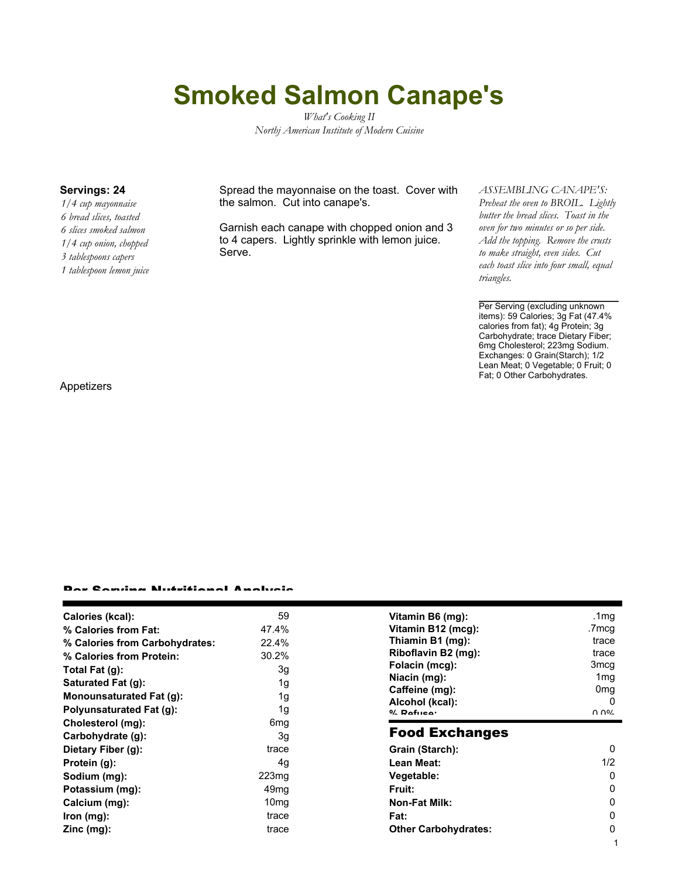# Smoked Salmon Canape's

*What's Cooking II*
*Northj American Institute of Modern Cuisine*

**Servings: 24**

*1/4 cup mayonnaise*
*6 bread slices, toasted*
*6 slices smoked salmon*
*1/4 cup onion, chopped*
*3 tablespoons capers*
*1 tablespoon lemon juice*

Spread the mayonnaise on the toast. Cover with the salmon. Cut into canape's.

Garnish each canape with chopped onion and 3 to 4 capers. Lightly sprinkle with lemon juice. Serve.

*ASSEMBLING CANAPE'S: Preheat the oven to BROIL. Lightly butter the bread slices. Toast in the oven for two minutes or so per side. Add the topping. Remove the crusts to make straight, even sides. Cut each toast slice into four small, equal triangles.*

Per Serving (excluding unknown items): 59 Calories; 3g Fat (47.4% calories from fat); 4g Protein; 3g Carbohydrate; trace Dietary Fiber; 6mg Cholesterol; 223mg Sodium. Exchanges: 0 Grain(Starch); 1/2 Lean Meat; 0 Vegetable; 0 Fruit; 0 Fat; 0 Other Carbohydrates.

Appetizers

## Per Serving Nutritional Analysis

| | | | |
|---|---|---|---|
| **Calories (kcal):** | 59 | **Vitamin B6 (mg):** | .1mg |
| **% Calories from Fat:** | 47.4% | **Vitamin B12 (mcg):** | .7mcg |
| **% Calories from Carbohydrates:** | 22.4% | **Thiamin B1 (mg):** | trace |
| **% Calories from Protein:** | 30.2% | **Riboflavin B2 (mg):** | trace |
| **Total Fat (g):** | 3g | **Folacin (mcg):** | 3mcg |
| **Saturated Fat (g):** | 1g | **Niacin (mg):** | 1mg |
| **Monounsaturated Fat (g):** | 1g | **Caffeine (mg):** | 0mg |
| **Polyunsaturated Fat (g):** | 1g | **Alcohol (kcal):** | 0 |
| **Cholesterol (mg):** | 6mg | **% Refuse:** | 0.0% |
| **Carbohydrate (g):** | 3g | | |
| **Dietary Fiber (g):** | trace | | |
| **Protein (g):** | 4g | | |
| **Sodium (mg):** | 223mg | | |
| **Potassium (mg):** | 49mg | | |
| **Calcium (mg):** | 10mg | | |
| **Iron (mg):** | trace | | |
| **Zinc (mg):** | trace | | |

## Food Exchanges

| | |
|---|---|
| **Grain (Starch):** | 0 |
| **Lean Meat:** | 1/2 |
| **Vegetable:** | 0 |
| **Fruit:** | 0 |
| **Non-Fat Milk:** | 0 |
| **Fat:** | 0 |
| **Other Carbohydrates:** | 0 |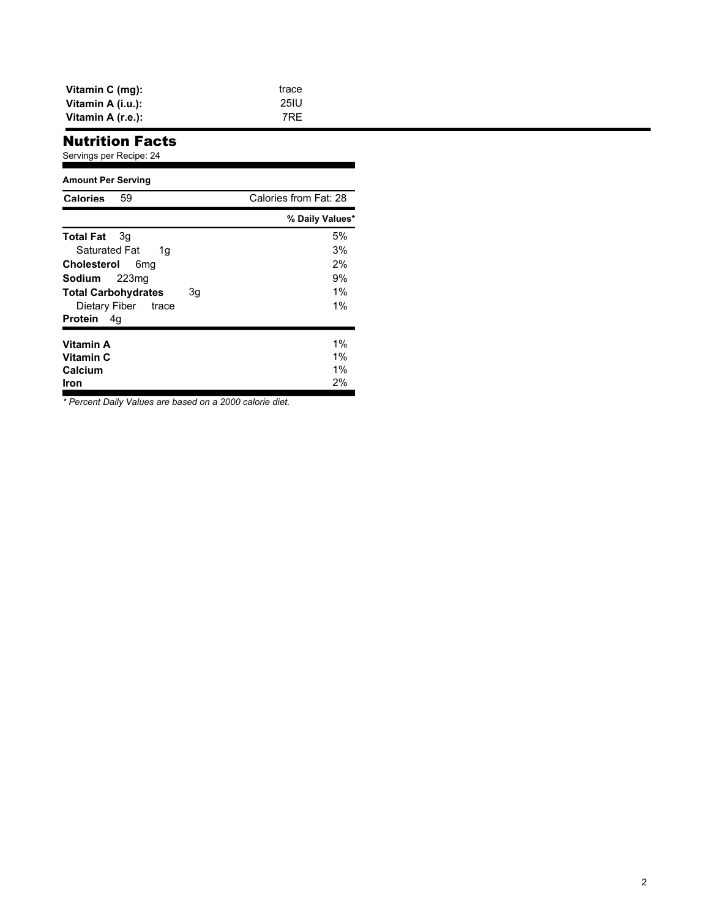| | |
|---|---|
| **Vitamin C (mg):** | trace |
| **Vitamin A (i.u.):** | 25IU |
| **Vitamin A (r.e.):** | 7RE |

## Nutrition Facts

Servings per Recipe: 24

**Amount Per Serving**

| **Calories** 59 | Calories from Fat: 28 |
|---|---|
| | **% Daily Values*** |
| **Total Fat** 3g | 5% |
| Saturated Fat 1g | 3% |
| **Cholesterol** 6mg | 2% |
| **Sodium** 223mg | 9% |
| **Total Carbohydrates** 3g | 1% |
| Dietary Fiber trace | 1% |
| **Protein** 4g | |
| **Vitamin A** | 1% |
| **Vitamin C** | 1% |
| **Calcium** | 1% |
| **Iron** | 2% |

*\* Percent Daily Values are based on a 2000 calorie diet.*